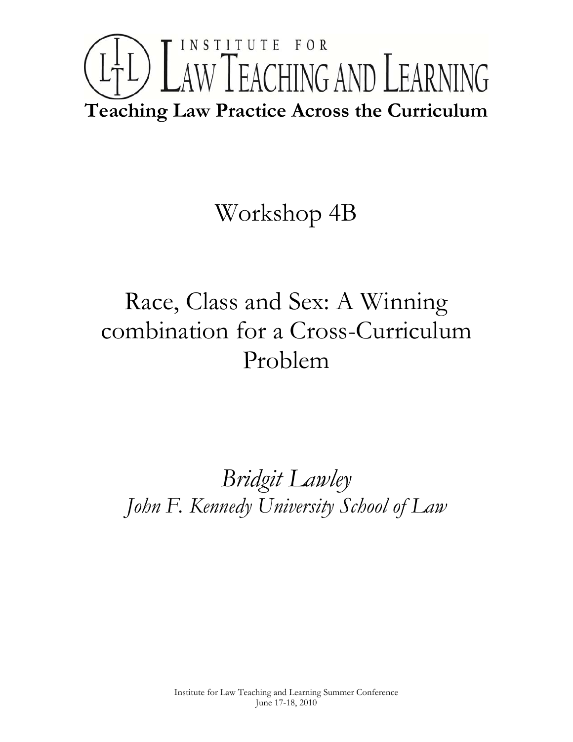# INSTITUTE FOR LAW TEACHING AND LEARNING

**Teaching Law Practice Across the Curriculum**

## Workshop 4B

## Race, Class and Sex: A Winning combination for a Cross-Curriculum Problem

*Bridgit Lawley*

*John F. Kennedy University School of Law*

Institute for Law Teaching and Learning Summer Conference
June 17-18, 2010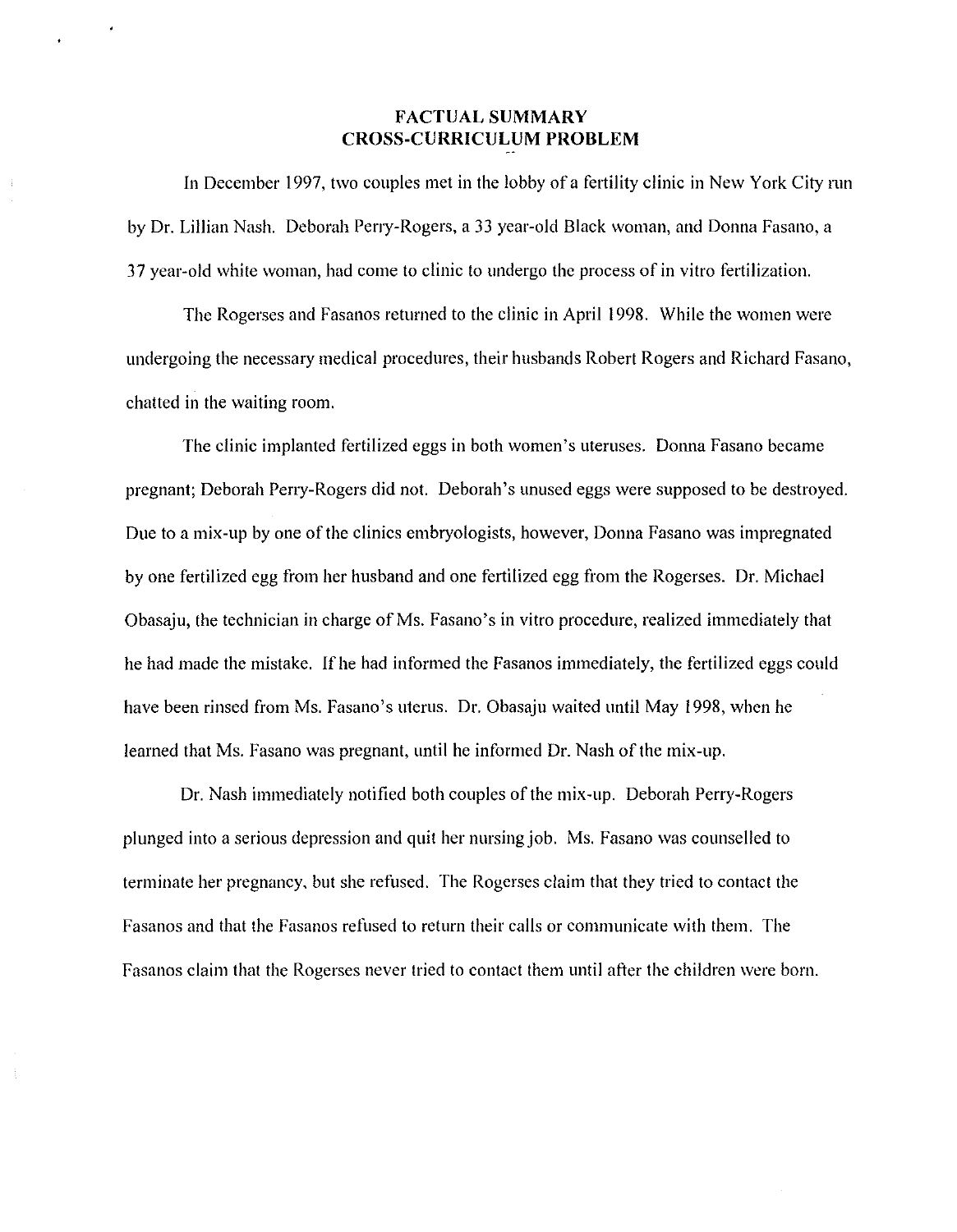## FACTUAL SUMMARY
## CROSS-CURRICULUM PROBLEM

In December 1997, two couples met in the lobby of a fertility clinic in New York City run by Dr. Lillian Nash. Deborah Perry-Rogers, a 33 year-old Black woman, and Donna Fasano, a 37 year-old white woman, had come to clinic to undergo the process of in vitro fertilization.

The Rogerses and Fasanos returned to the clinic in April 1998. While the women were undergoing the necessary medical procedures, their husbands Robert Rogers and Richard Fasano, chatted in the waiting room.

The clinic implanted fertilized eggs in both women's uteruses. Donna Fasano became pregnant; Deborah Perry-Rogers did not. Deborah's unused eggs were supposed to be destroyed. Due to a mix-up by one of the clinics embryologists, however, Donna Fasano was impregnated by one fertilized egg from her husband and one fertilized egg from the Rogerses. Dr. Michael Obasaju, the technician in charge of Ms. Fasano's in vitro procedure, realized immediately that he had made the mistake. If he had informed the Fasanos immediately, the fertilized eggs could have been rinsed from Ms. Fasano's uterus. Dr. Obasaju waited until May 1998, when he learned that Ms. Fasano was pregnant, until he informed Dr. Nash of the mix-up.

Dr. Nash immediately notified both couples of the mix-up. Deborah Perry-Rogers plunged into a serious depression and quit her nursing job. Ms. Fasano was counselled to terminate her pregnancy, but she refused. The Rogerses claim that they tried to contact the Fasanos and that the Fasanos refused to return their calls or communicate with them. The Fasanos claim that the Rogerses never tried to contact them until after the children were born.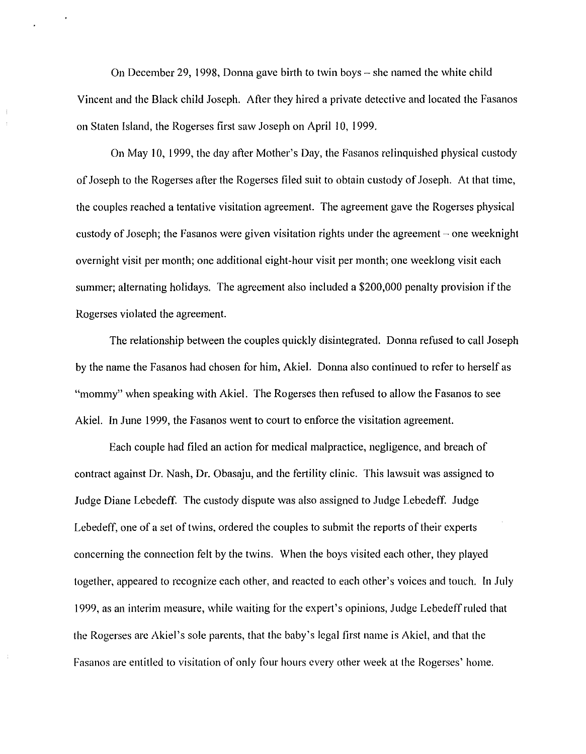On December 29, 1998, Donna gave birth to twin boys – she named the white child Vincent and the Black child Joseph. After they hired a private detective and located the Fasanos on Staten Island, the Rogerses first saw Joseph on April 10, 1999.

On May 10, 1999, the day after Mother's Day, the Fasanos relinquished physical custody of Joseph to the Rogerses after the Rogerses filed suit to obtain custody of Joseph. At that time, the couples reached a tentative visitation agreement. The agreement gave the Rogerses physical custody of Joseph; the Fasanos were given visitation rights under the agreement – one weeknight overnight visit per month; one additional eight-hour visit per month; one weeklong visit each summer; alternating holidays. The agreement also included a $200,000 penalty provision if the Rogerses violated the agreement.

The relationship between the couples quickly disintegrated. Donna refused to call Joseph by the name the Fasanos had chosen for him, Akiel. Donna also continued to refer to herself as "mommy" when speaking with Akiel. The Rogerses then refused to allow the Fasanos to see Akiel. In June 1999, the Fasanos went to court to enforce the visitation agreement.

Each couple had filed an action for medical malpractice, negligence, and breach of contract against Dr. Nash, Dr. Obasaju, and the fertility clinic. This lawsuit was assigned to Judge Diane Lebedeff. The custody dispute was also assigned to Judge Lebedeff. Judge Lebedeff, one of a set of twins, ordered the couples to submit the reports of their experts concerning the connection felt by the twins. When the boys visited each other, they played together, appeared to recognize each other, and reacted to each other's voices and touch. In July 1999, as an interim measure, while waiting for the expert's opinions, Judge Lebedeff ruled that the Rogerses are Akiel's sole parents, that the baby's legal first name is Akiel, and that the Fasanos are entitled to visitation of only four hours every other week at the Rogerses' home.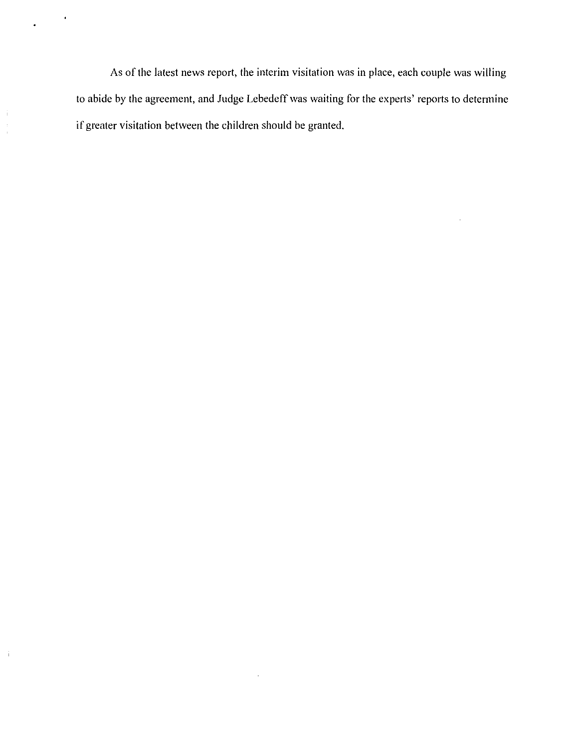As of the latest news report, the interim visitation was in place, each couple was willing to abide by the agreement, and Judge Lebedeff was waiting for the experts' reports to determine if greater visitation between the children should be granted.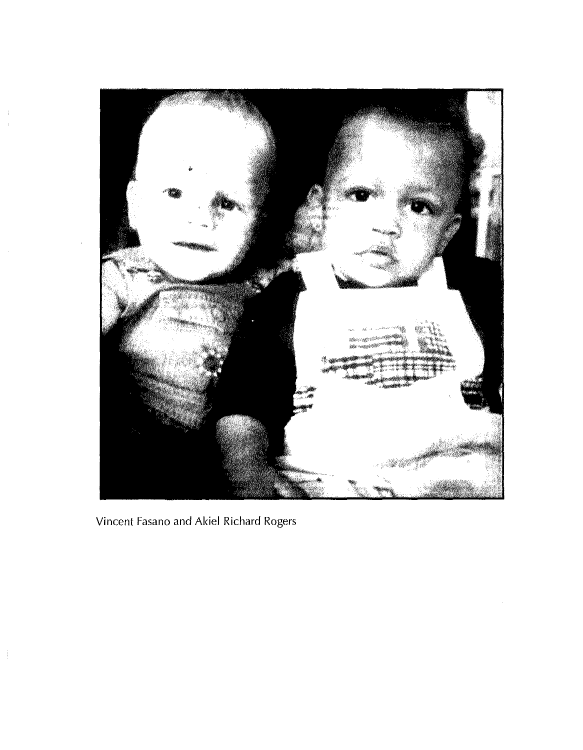Vincent Fasano and Akiel Richard Rogers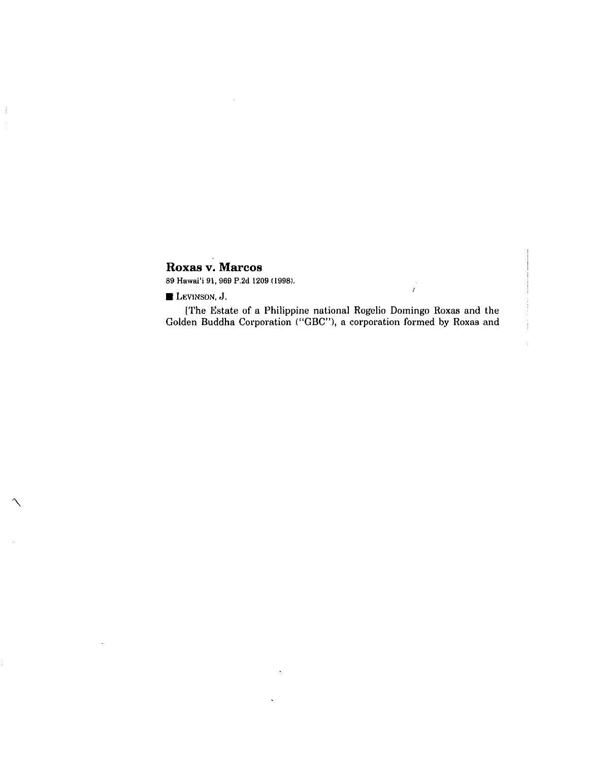## Roxas v. Marcos

89 Hawai'i 91, 969 P.2d 1209 (1998).

**LEVINSON, J.**

[The Estate of a Philippine national Rogelio Domingo Roxas and the Golden Buddha Corporation ("GBC"), a corporation formed by Roxas and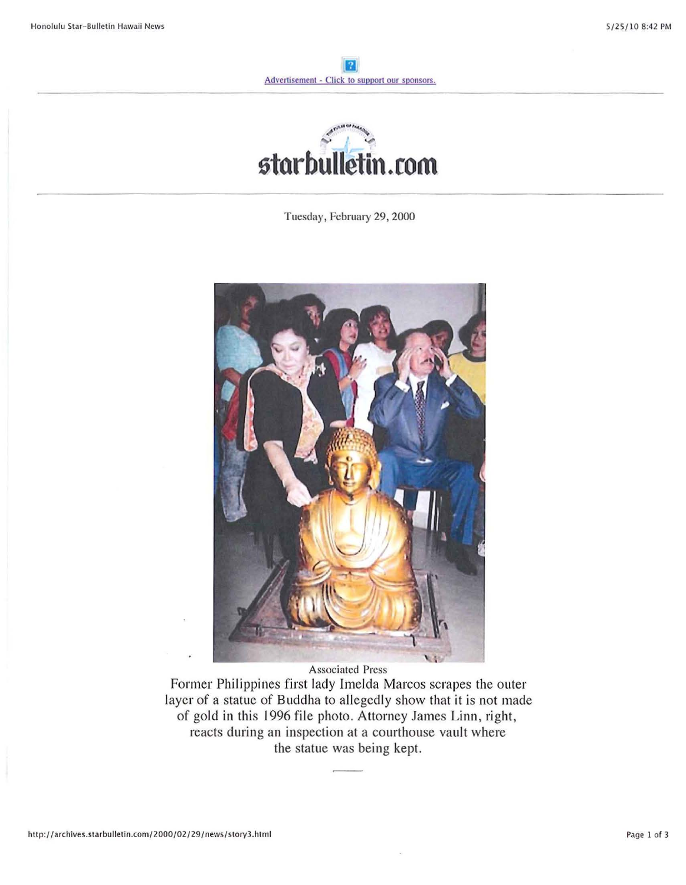Advertisement - Click to support our sponsors.

# starbulletin.com

Tuesday, February 29, 2000

Associated Press

Former Philippines first lady Imelda Marcos scrapes the outer layer of a statue of Buddha to allegedly show that it is not made of gold in this 1996 file photo. Attorney James Linn, right, reacts during an inspection at a courthouse vault where the statue was being kept.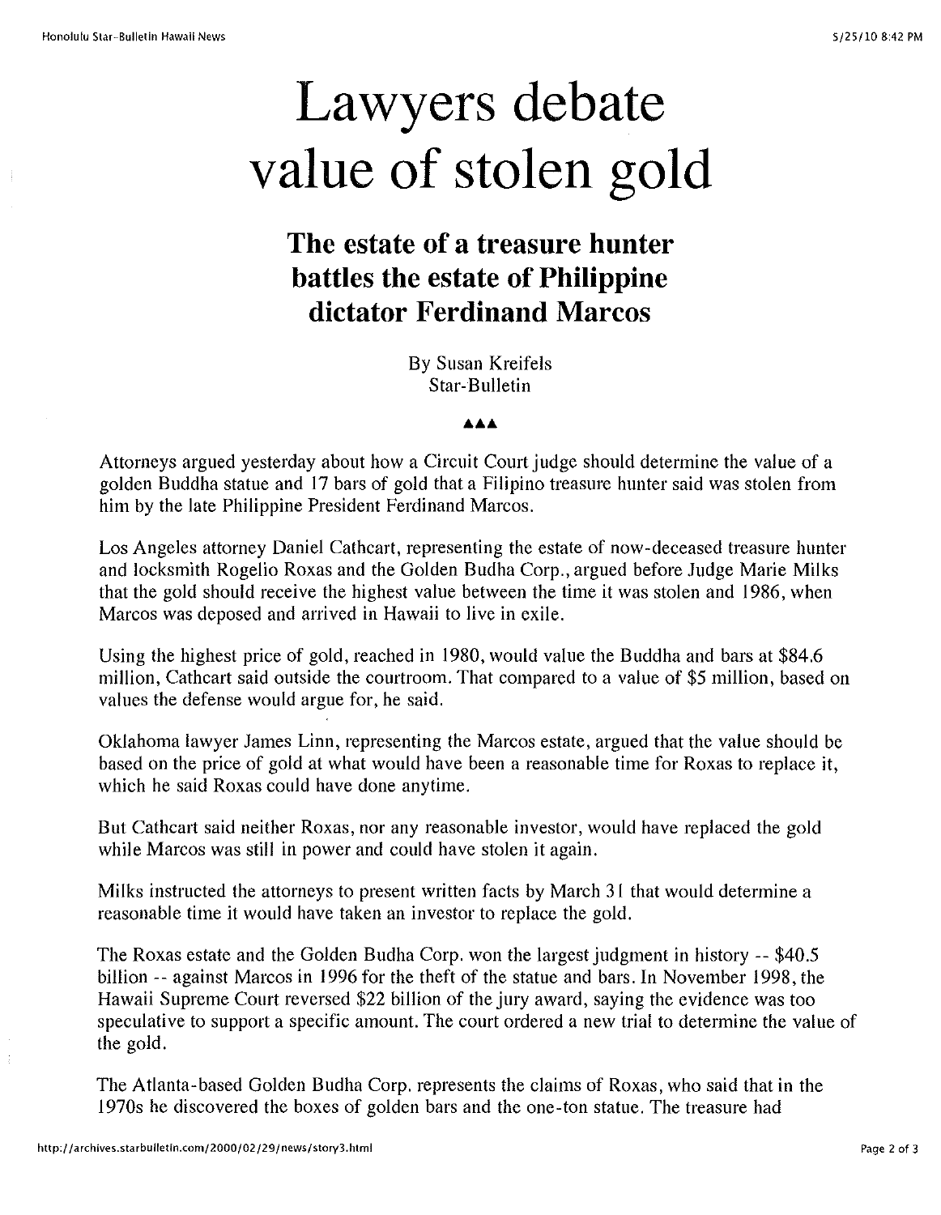# Lawyers debate value of stolen gold

## The estate of a treasure hunter battles the estate of Philippine dictator Ferdinand Marcos

By Susan Kreifels
Star-Bulletin

▲▲▲

Attorneys argued yesterday about how a Circuit Court judge should determine the value of a golden Buddha statue and 17 bars of gold that a Filipino treasure hunter said was stolen from him by the late Philippine President Ferdinand Marcos.

Los Angeles attorney Daniel Cathcart, representing the estate of now-deceased treasure hunter and locksmith Rogelio Roxas and the Golden Budha Corp., argued before Judge Marie Milks that the gold should receive the highest value between the time it was stolen and 1986, when Marcos was deposed and arrived in Hawaii to live in exile.

Using the highest price of gold, reached in 1980, would value the Buddha and bars at $84.6 million, Cathcart said outside the courtroom. That compared to a value of $5 million, based on values the defense would argue for, he said.

Oklahoma lawyer James Linn, representing the Marcos estate, argued that the value should be based on the price of gold at what would have been a reasonable time for Roxas to replace it, which he said Roxas could have done anytime.

But Cathcart said neither Roxas, nor any reasonable investor, would have replaced the gold while Marcos was still in power and could have stolen it again.

Milks instructed the attorneys to present written facts by March 31 that would determine a reasonable time it would have taken an investor to replace the gold.

The Roxas estate and the Golden Budha Corp. won the largest judgment in history -- $40.5 billion -- against Marcos in 1996 for the theft of the statue and bars. In November 1998, the Hawaii Supreme Court reversed $22 billion of the jury award, saying the evidence was too speculative to support a specific amount. The court ordered a new trial to determine the value of the gold.

The Atlanta-based Golden Budha Corp. represents the claims of Roxas, who said that in the 1970s he discovered the boxes of golden bars and the one-ton statue. The treasure had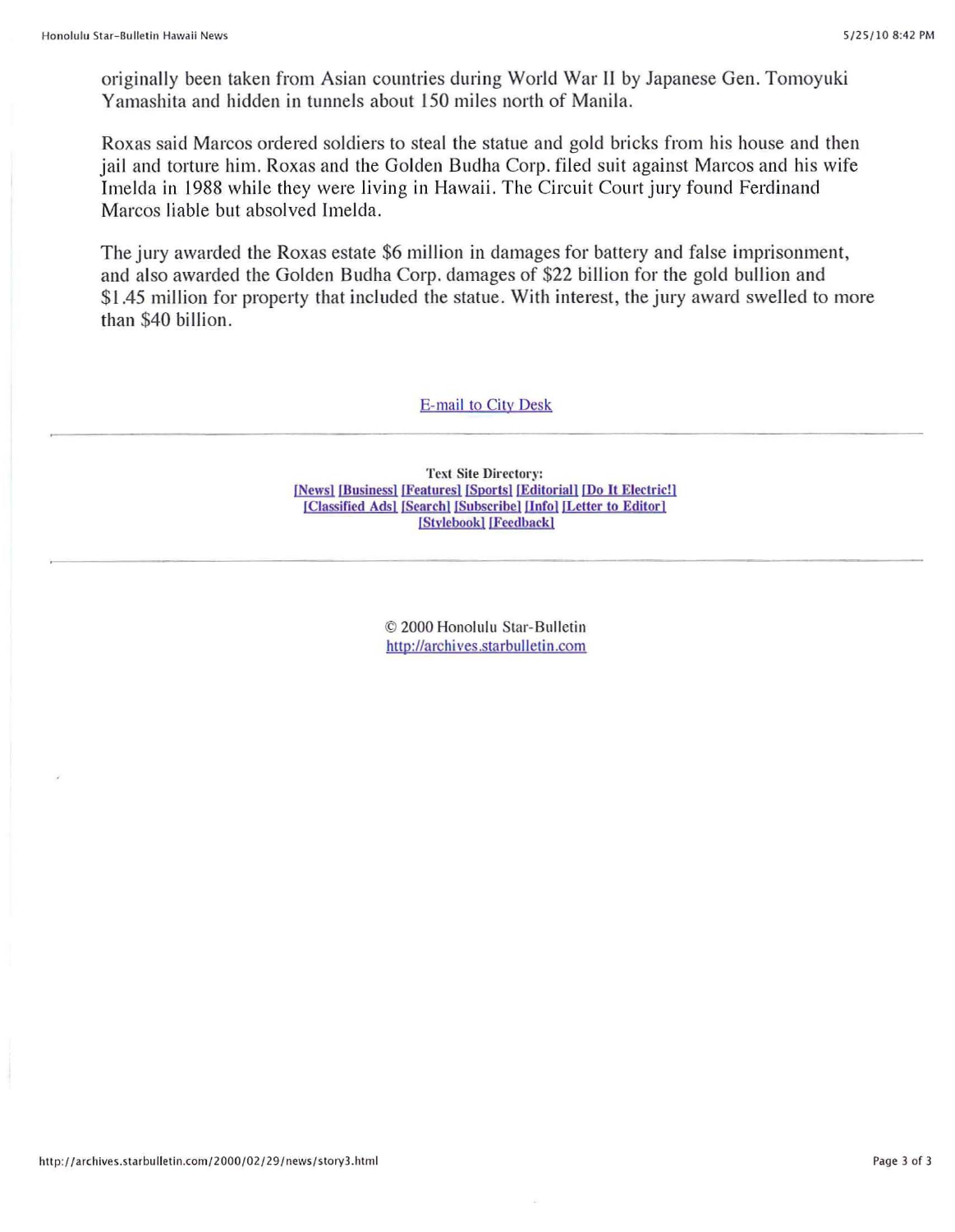originally been taken from Asian countries during World War II by Japanese Gen. Tomoyuki Yamashita and hidden in tunnels about 150 miles north of Manila.

Roxas said Marcos ordered soldiers to steal the statue and gold bricks from his house and then jail and torture him. Roxas and the Golden Budha Corp. filed suit against Marcos and his wife Imelda in 1988 while they were living in Hawaii. The Circuit Court jury found Ferdinand Marcos liable but absolved Imelda.

The jury awarded the Roxas estate $6 million in damages for battery and false imprisonment, and also awarded the Golden Budha Corp. damages of $22 billion for the gold bullion and $1.45 million for property that included the statue. With interest, the jury award swelled to more than $40 billion.

E-mail to City Desk

---

**Text Site Directory:**
[News] [Business] [Features] [Sports] [Editorial] [Do It Electric!]
[Classified Ads] [Search] [Subscribe] [Info] [Letter to Editor]
[Stylebook] [Feedback]

---

© 2000 Honolulu Star-Bulletin
http://archives.starbulletin.com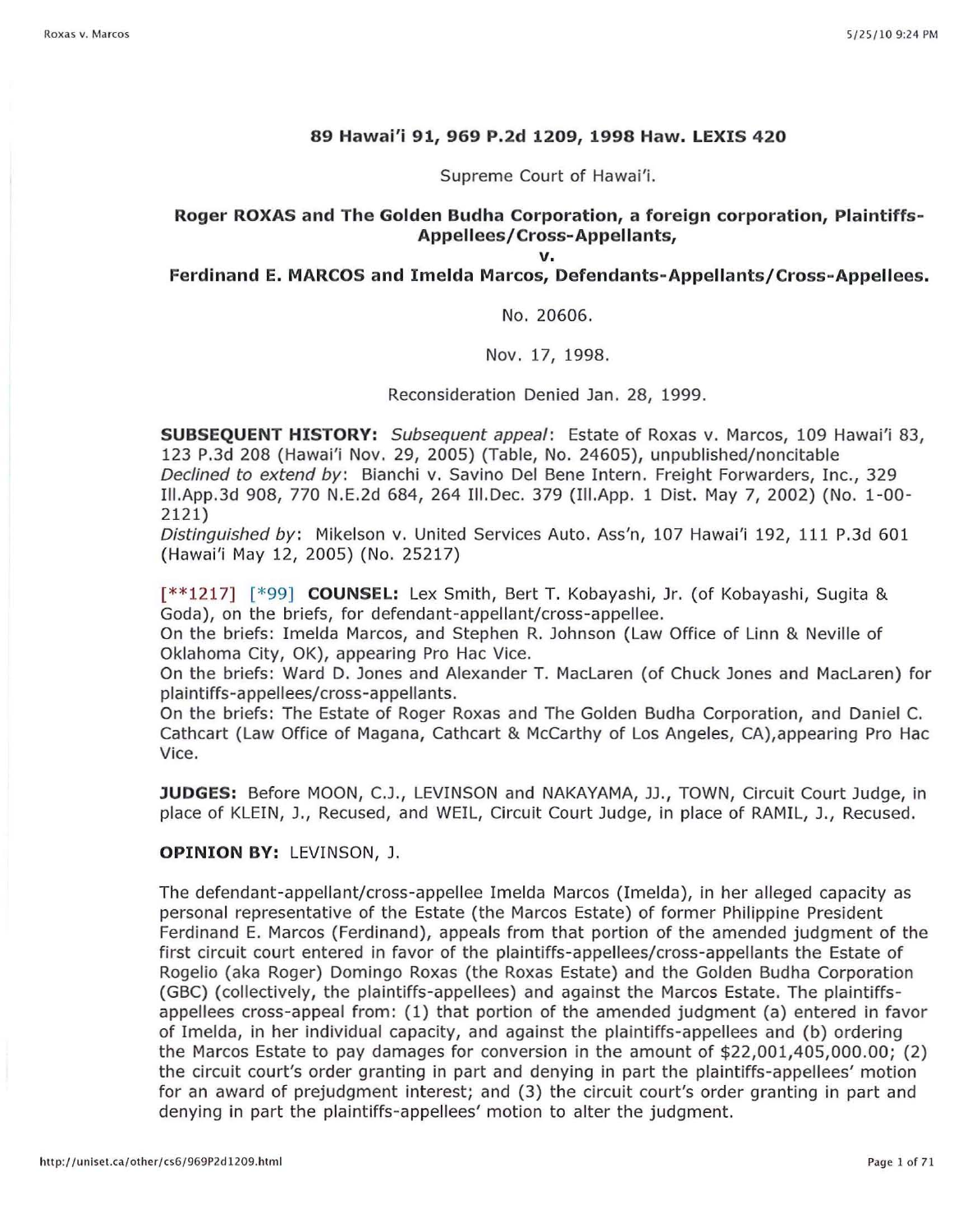**89 Hawai'i 91, 969 P.2d 1209, 1998 Haw. LEXIS 420**

Supreme Court of Hawai'i.

**Roger ROXAS and The Golden Budha Corporation, a foreign corporation, Plaintiffs-Appellees/Cross-Appellants,**

**v.**

**Ferdinand E. MARCOS and Imelda Marcos, Defendants-Appellants/Cross-Appellees.**

No. 20606.

Nov. 17, 1998.

Reconsideration Denied Jan. 28, 1999.

**SUBSEQUENT HISTORY:** *Subsequent appeal*: Estate of Roxas v. Marcos, 109 Hawai'i 83, 123 P.3d 208 (Hawai'i Nov. 29, 2005) (Table, No. 24605), unpublished/noncitable
*Declined to extend by*: Bianchi v. Savino Del Bene Intern. Freight Forwarders, Inc., 329 Ill.App.3d 908, 770 N.E.2d 684, 264 Ill.Dec. 379 (Ill.App. 1 Dist. May 7, 2002) (No. 1-00-2121)
*Distinguished by*: Mikelson v. United Services Auto. Ass'n, 107 Hawai'i 192, 111 P.3d 601 (Hawai'i May 12, 2005) (No. 25217)

[**1217] [*99] **COUNSEL:** Lex Smith, Bert T. Kobayashi, Jr. (of Kobayashi, Sugita & Goda), on the briefs, for defendant-appellant/cross-appellee.
On the briefs: Imelda Marcos, and Stephen R. Johnson (Law Office of Linn & Neville of Oklahoma City, OK), appearing Pro Hac Vice.
On the briefs: Ward D. Jones and Alexander T. MacLaren (of Chuck Jones and MacLaren) for plaintiffs-appellees/cross-appellants.
On the briefs: The Estate of Roger Roxas and The Golden Budha Corporation, and Daniel C. Cathcart (Law Office of Magana, Cathcart & McCarthy of Los Angeles, CA),appearing Pro Hac Vice.

**JUDGES:** Before MOON, C.J., LEVINSON and NAKAYAMA, JJ., TOWN, Circuit Court Judge, in place of KLEIN, J., Recused, and WEIL, Circuit Court Judge, in place of RAMIL, J., Recused.

**OPINION BY:** LEVINSON, J.

The defendant-appellant/cross-appellee Imelda Marcos (Imelda), in her alleged capacity as personal representative of the Estate (the Marcos Estate) of former Philippine President Ferdinand E. Marcos (Ferdinand), appeals from that portion of the amended judgment of the first circuit court entered in favor of the plaintiffs-appellees/cross-appellants the Estate of Rogelio (aka Roger) Domingo Roxas (the Roxas Estate) and the Golden Budha Corporation (GBC) (collectively, the plaintiffs-appellees) and against the Marcos Estate. The plaintiffs-appellees cross-appeal from: (1) that portion of the amended judgment (a) entered in favor of Imelda, in her individual capacity, and against the plaintiffs-appellees and (b) ordering the Marcos Estate to pay damages for conversion in the amount of $22,001,405,000.00; (2) the circuit court's order granting in part and denying in part the plaintiffs-appellees' motion for an award of prejudgment interest; and (3) the circuit court's order granting in part and denying in part the plaintiffs-appellees' motion to alter the judgment.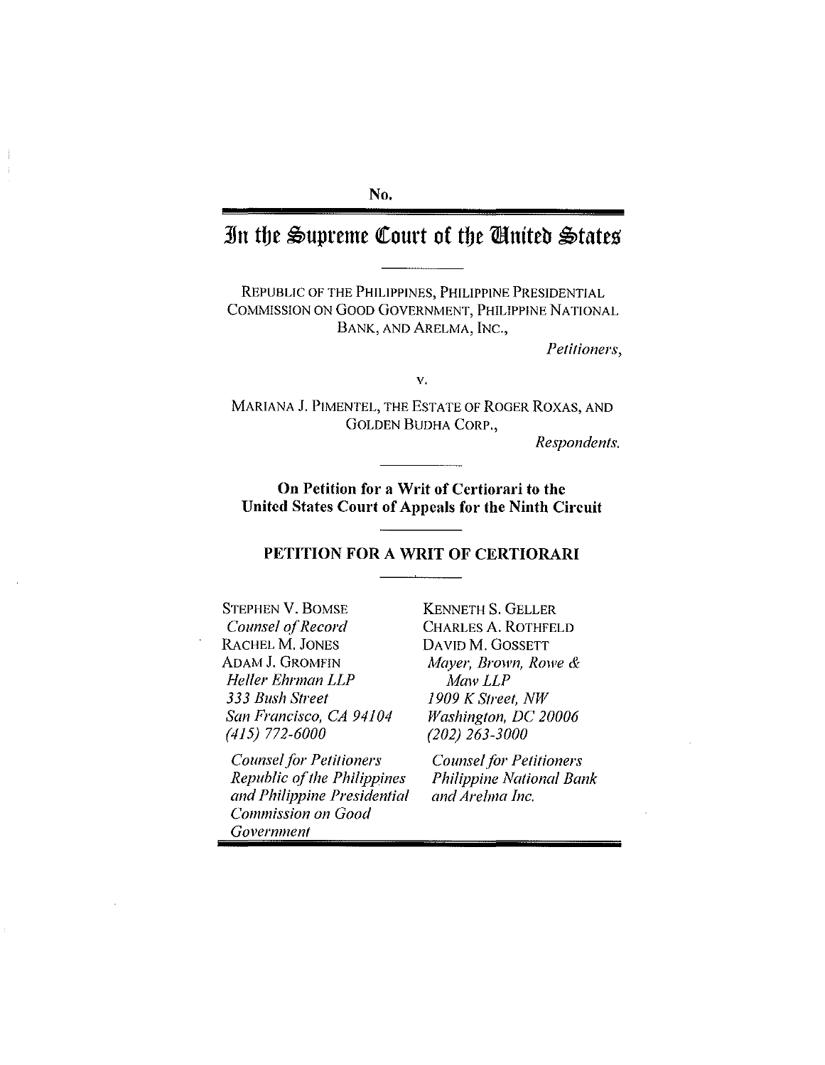No.

# In the Supreme Court of the United States

REPUBLIC OF THE PHILIPPINES, PHILIPPINE PRESIDENTIAL COMMISSION ON GOOD GOVERNMENT, PHILIPPINE NATIONAL BANK, AND ARELMA, INC.,

*Petitioners,*

v.

MARIANA J. PIMENTEL, THE ESTATE OF ROGER ROXAS, AND GOLDEN BUDHA CORP.,

*Respondents.*

**On Petition for a Writ of Certiorari to the United States Court of Appeals for the Ninth Circuit**

## PETITION FOR A WRIT OF CERTIORARI

STEPHEN V. BOMSE
*Counsel of Record*
RACHEL M. JONES
ADAM J. GROMFIN
*Heller Ehrman LLP*
*333 Bush Street*
*San Francisco, CA 94104*
*(415) 772-6000*

*Counsel for Petitioners Republic of the Philippines and Philippine Presidential Commission on Good Government*

KENNETH S. GELLER
CHARLES A. ROTHFELD
DAVID M. GOSSETT
*Mayer, Brown, Rowe & Maw LLP*
*1909 K Street, NW*
*Washington, DC 20006*
*(202) 263-3000*

*Counsel for Petitioners Philippine National Bank and Arelma Inc.*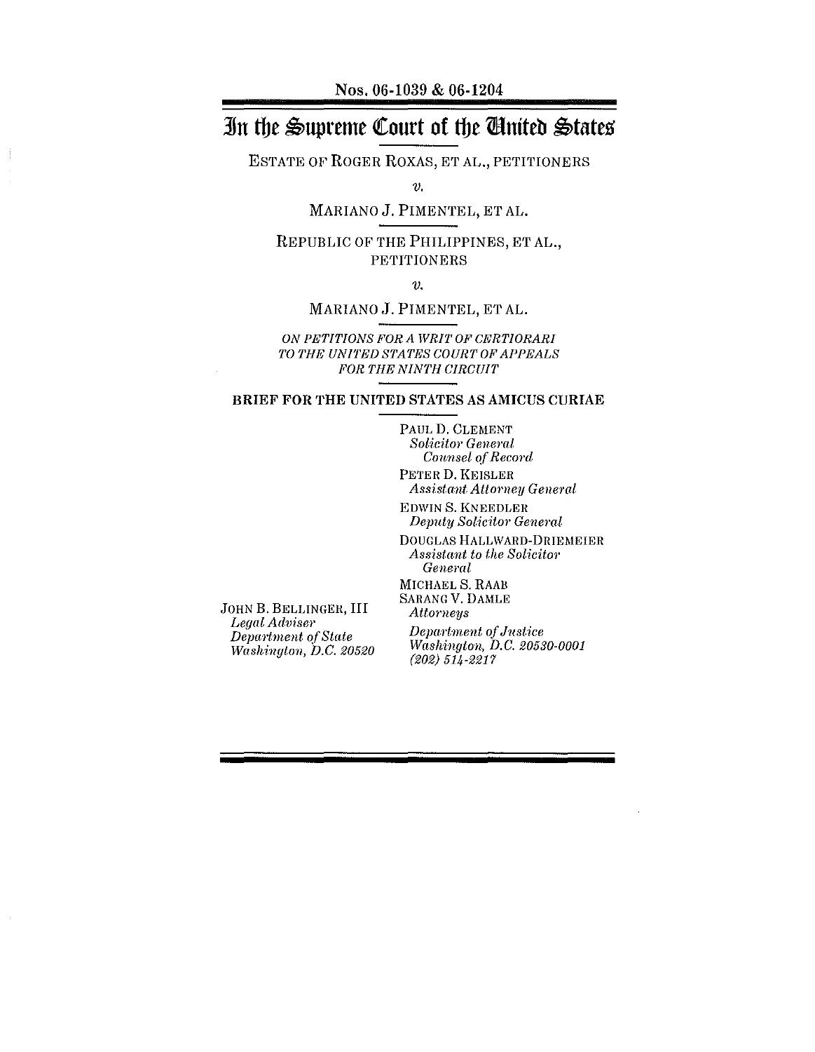Nos. 06-1039 & 06-1204

# In the Supreme Court of the United States

ESTATE OF ROGER ROXAS, ET AL., PETITIONERS

*v.*

MARIANO J. PIMENTEL, ET AL.

REPUBLIC OF THE PHILIPPINES, ET AL., PETITIONERS

*v.*

MARIANO J. PIMENTEL, ET AL.

*ON PETITIONS FOR A WRIT OF CERTIORARI TO THE UNITED STATES COURT OF APPEALS FOR THE NINTH CIRCUIT*

**BRIEF FOR THE UNITED STATES AS AMICUS CURIAE**

PAUL D. CLEMENT
*Solicitor General*
*Counsel of Record*

PETER D. KEISLER
*Assistant Attorney General*

EDWIN S. KNEEDLER
*Deputy Solicitor General*

DOUGLAS HALLWARD-DRIEMEIER
*Assistant to the Solicitor General*

MICHAEL S. RAAB
SARANG V. DAMLE
*Attorneys*

*Department of Justice*
*Washington, D.C. 20530-0001*
*(202) 514-2217*

JOHN B. BELLINGER, III
*Legal Adviser*
*Department of State*
*Washington, D.C. 20520*